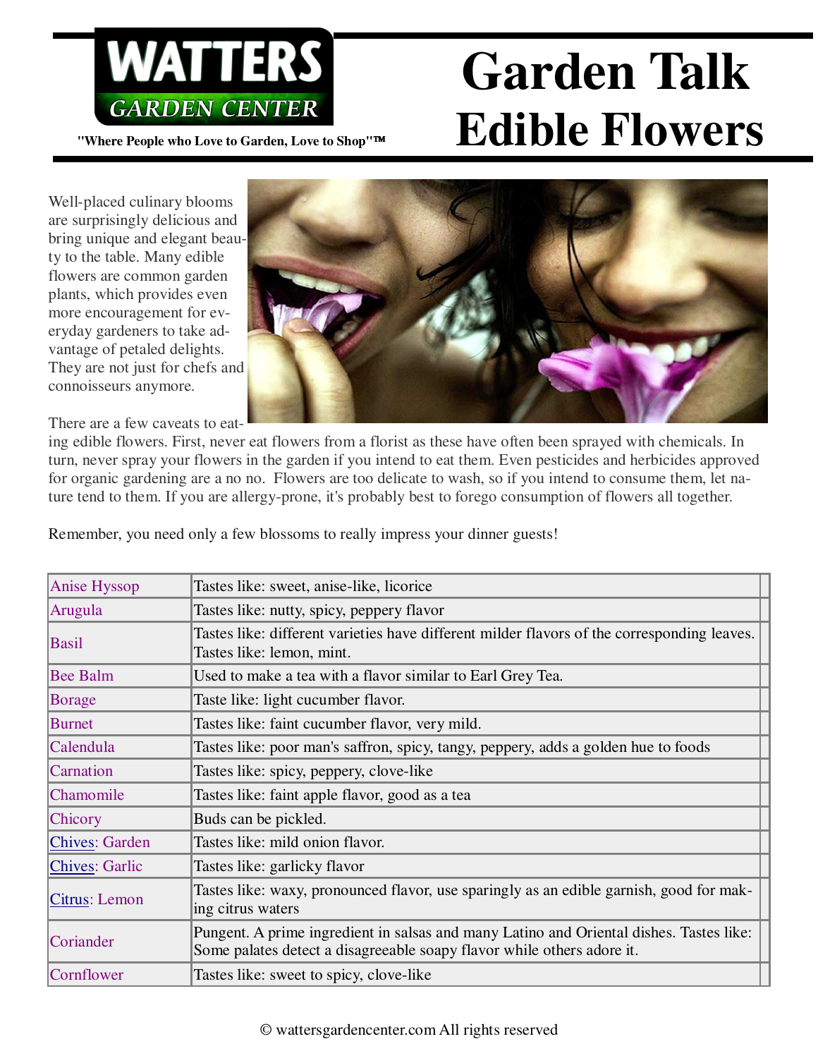# WATTERS GARDEN CENTER

"Where People who Love to Garden, Love to Shop"™

# Garden Talk Edible Flowers

Well-placed culinary blooms are surprisingly delicious and bring unique and elegant beauty to the table. Many edible flowers are common garden plants, which provides even more encouragement for everyday gardeners to take advantage of petaled delights. They are not just for chefs and connoisseurs anymore.

There are a few caveats to eating edible flowers. First, never eat flowers from a florist as these have often been sprayed with chemicals. In turn, never spray your flowers in the garden if you intend to eat them. Even pesticides and herbicides approved for organic gardening are a no no. Flowers are too delicate to wash, so if you intend to consume them, let nature tend to them. If you are allergy-prone, it's probably best to forego consumption of flowers all together.

Remember, you need only a few blossoms to really impress your dinner guests!

| | |
|---|---|
| Anise Hyssop | Tastes like: sweet, anise-like, licorice |
| Arugula | Tastes like: nutty, spicy, peppery flavor |
| Basil | Tastes like: different varieties have different milder flavors of the corresponding leaves. Tastes like: lemon, mint. |
| Bee Balm | Used to make a tea with a flavor similar to Earl Grey Tea. |
| Borage | Taste like: light cucumber flavor. |
| Burnet | Tastes like: faint cucumber flavor, very mild. |
| Calendula | Tastes like: poor man's saffron, spicy, tangy, peppery, adds a golden hue to foods |
| Carnation | Tastes like: spicy, peppery, clove-like |
| Chamomile | Tastes like: faint apple flavor, good as a tea |
| Chicory | Buds can be pickled. |
| Chives: Garden | Tastes like: mild onion flavor. |
| Chives: Garlic | Tastes like: garlicky flavor |
| Citrus: Lemon | Tastes like: waxy, pronounced flavor, use sparingly as an edible garnish, good for making citrus waters |
| Coriander | Pungent. A prime ingredient in salsas and many Latino and Oriental dishes. Tastes like: Some palates detect a disagreeable soapy flavor while others adore it. |
| Cornflower | Tastes like: sweet to spicy, clove-like |

© wattersgardencenter.com All rights reserved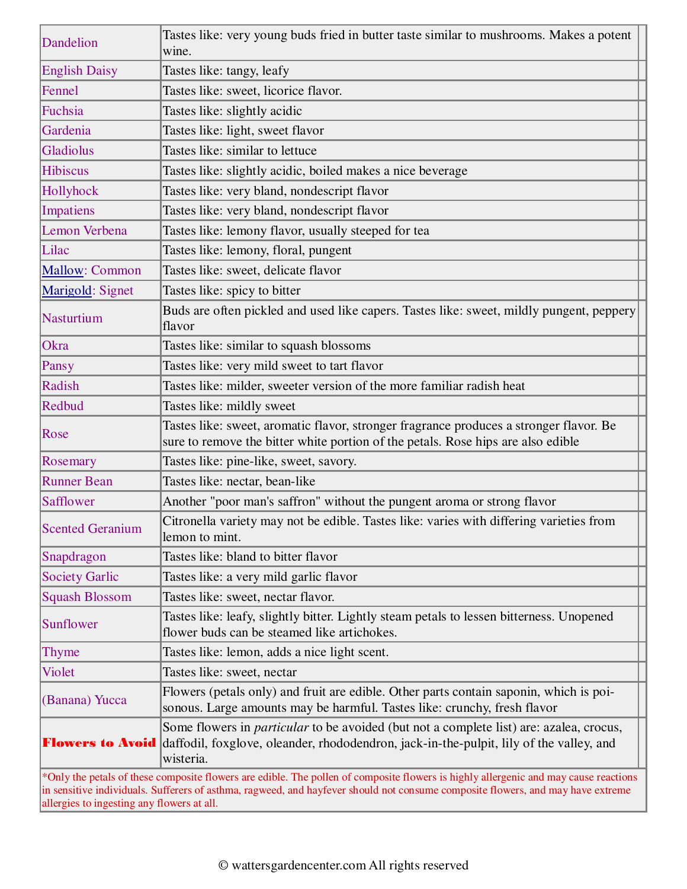| | |
|---|---|
| Dandelion | Tastes like: very young buds fried in butter taste similar to mushrooms. Makes a potent wine. |
| English Daisy | Tastes like: tangy, leafy |
| Fennel | Tastes like: sweet, licorice flavor. |
| Fuchsia | Tastes like: slightly acidic |
| Gardenia | Tastes like: light, sweet flavor |
| Gladiolus | Tastes like: similar to lettuce |
| Hibiscus | Tastes like: slightly acidic, boiled makes a nice beverage |
| Hollyhock | Tastes like: very bland, nondescript flavor |
| Impatiens | Tastes like: very bland, nondescript flavor |
| Lemon Verbena | Tastes like: lemony flavor, usually steeped for tea |
| Lilac | Tastes like: lemony, floral, pungent |
| Mallow: Common | Tastes like: sweet, delicate flavor |
| Marigold: Signet | Tastes like: spicy to bitter |
| Nasturtium | Buds are often pickled and used like capers. Tastes like: sweet, mildly pungent, peppery flavor |
| Okra | Tastes like: similar to squash blossoms |
| Pansy | Tastes like: very mild sweet to tart flavor |
| Radish | Tastes like: milder, sweeter version of the more familiar radish heat |
| Redbud | Tastes like: mildly sweet |
| Rose | Tastes like: sweet, aromatic flavor, stronger fragrance produces a stronger flavor. Be sure to remove the bitter white portion of the petals. Rose hips are also edible |
| Rosemary | Tastes like: pine-like, sweet, savory. |
| Runner Bean | Tastes like: nectar, bean-like |
| Safflower | Another "poor man's saffron" without the pungent aroma or strong flavor |
| Scented Geranium | Citronella variety may not be edible. Tastes like: varies with differing varieties from lemon to mint. |
| Snapdragon | Tastes like: bland to bitter flavor |
| Society Garlic | Tastes like: a very mild garlic flavor |
| Squash Blossom | Tastes like: sweet, nectar flavor. |
| Sunflower | Tastes like: leafy, slightly bitter. Lightly steam petals to lessen bitterness. Unopened flower buds can be steamed like artichokes. |
| Thyme | Tastes like: lemon, adds a nice light scent. |
| Violet | Tastes like: sweet, nectar |
| (Banana) Yucca | Flowers (petals only) and fruit are edible. Other parts contain saponin, which is poisonous. Large amounts may be harmful. Tastes like: crunchy, fresh flavor |
| **Flowers to Avoid** | Some flowers in *particular* to be avoided (but not a complete list) are: azalea, crocus, daffodil, foxglove, oleander, rhododendron, jack-in-the-pulpit, lily of the valley, and wisteria. |

*Only the petals of these composite flowers are edible. The pollen of composite flowers is highly allergenic and may cause reactions in sensitive individuals. Sufferers of asthma, ragweed, and hayfever should not consume composite flowers, and may have extreme allergies to ingesting any flowers at all.

© wattersgardencenter.com All rights reserved